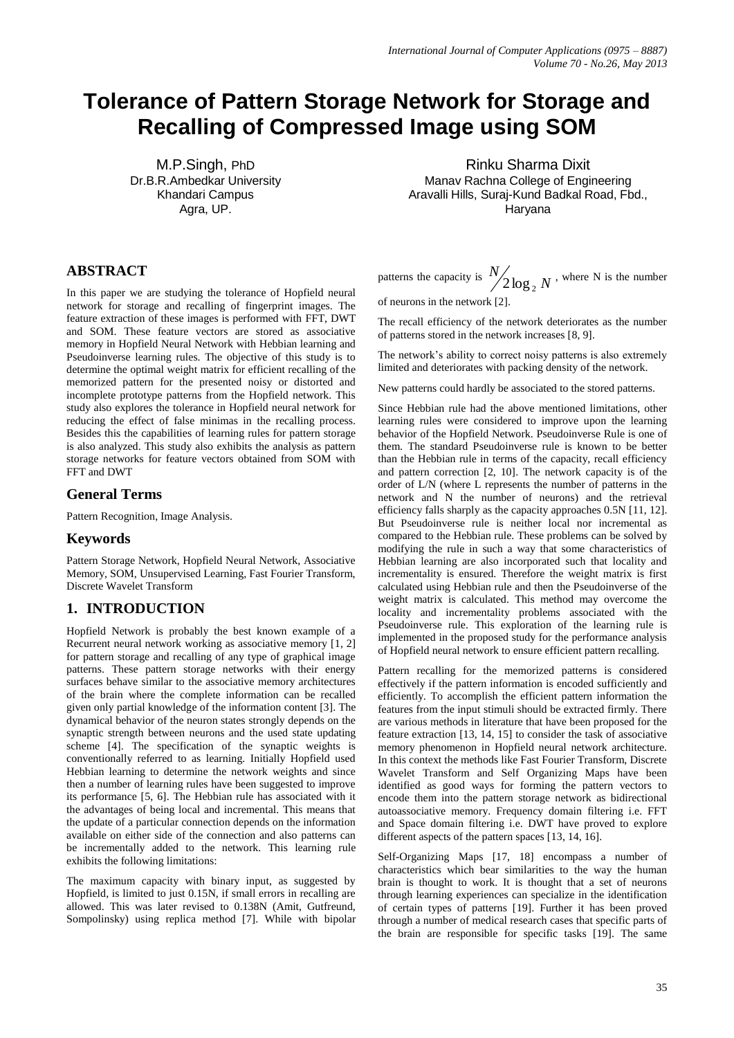# Tolerance of Pattern Storage Network for Storage and Recalling of Compressed Image using SOM

M.P.Singh, PhD
Dr.B.R.Ambedkar University
Khandari Campus
Agra, UP.

Rinku Sharma Dixit
Manav Rachna College of Engineering
Aravalli Hills, Suraj-Kund Badkal Road, Fbd., Haryana

## ABSTRACT

In this paper we are studying the tolerance of Hopfield neural network for storage and recalling of fingerprint images. The feature extraction of these images is performed with FFT, DWT and SOM. These feature vectors are stored as associative memory in Hopfield Neural Network with Hebbian learning and Pseudoinverse learning rules. The objective of this study is to determine the optimal weight matrix for efficient recalling of the memorized pattern for the presented noisy or distorted and incomplete prototype patterns from the Hopfield network. This study also explores the tolerance in Hopfield neural network for reducing the effect of false minimas in the recalling process. Besides this the capabilities of learning rules for pattern storage is also analyzed. This study also exhibits the analysis as pattern storage networks for feature vectors obtained from SOM with FFT and DWT

### General Terms

Pattern Recognition, Image Analysis.

### Keywords

Pattern Storage Network, Hopfield Neural Network, Associative Memory, SOM, Unsupervised Learning, Fast Fourier Transform, Discrete Wavelet Transform

## 1. INTRODUCTION

Hopfield Network is probably the best known example of a Recurrent neural network working as associative memory [1, 2] for pattern storage and recalling of any type of graphical image patterns. These pattern storage networks with their energy surfaces behave similar to the associative memory architectures of the brain where the complete information can be recalled given only partial knowledge of the information content [3]. The dynamical behavior of the neuron states strongly depends on the synaptic strength between neurons and the used state updating scheme [4]. The specification of the synaptic weights is conventionally referred to as learning. Initially Hopfield used Hebbian learning to determine the network weights and since then a number of learning rules have been suggested to improve its performance [5, 6]. The Hebbian rule has associated with it the advantages of being local and incremental. This means that the update of a particular connection depends on the information available on either side of the connection and also patterns can be incrementally added to the network. This learning rule exhibits the following limitations:

The maximum capacity with binary input, as suggested by Hopfield, is limited to just 0.15N, if small errors in recalling are allowed. This was later revised to 0.138N (Amit, Gutfreund, Sompolinsky) using replica method [7]. While with bipolar patterns the capacity is $N/2\log_2 N$, where N is the number of neurons in the network [2].

The recall efficiency of the network deteriorates as the number of patterns stored in the network increases [8, 9].

The network's ability to correct noisy patterns is also extremely limited and deteriorates with packing density of the network.

New patterns could hardly be associated to the stored patterns.

Since Hebbian rule had the above mentioned limitations, other learning rules were considered to improve upon the learning behavior of the Hopfield Network. Pseudoinverse Rule is one of them. The standard Pseudoinverse rule is known to be better than the Hebbian rule in terms of the capacity, recall efficiency and pattern correction [2, 10]. The network capacity is of the order of L/N (where L represents the number of patterns in the network and N the number of neurons) and the retrieval efficiency falls sharply as the capacity approaches 0.5N [11, 12]. But Pseudoinverse rule is neither local nor incremental as compared to the Hebbian rule. These problems can be solved by modifying the rule in such a way that some characteristics of Hebbian learning are also incorporated such that locality and incrementality is ensured. Therefore the weight matrix is first calculated using Hebbian rule and then the Pseudoinverse of the weight matrix is calculated. This method may overcome the locality and incrementality problems associated with the Pseudoinverse rule. This exploration of the learning rule is implemented in the proposed study for the performance analysis of Hopfield neural network to ensure efficient pattern recalling.

Pattern recalling for the memorized patterns is considered effectively if the pattern information is encoded sufficiently and efficiently. To accomplish the efficient pattern information the features from the input stimuli should be extracted firmly. There are various methods in literature that have been proposed for the feature extraction [13, 14, 15] to consider the task of associative memory phenomenon in Hopfield neural network architecture. In this context the methods like Fast Fourier Transform, Discrete Wavelet Transform and Self Organizing Maps have been identified as good ways for forming the pattern vectors to encode them into the pattern storage network as bidirectional autoassociative memory. Frequency domain filtering i.e. FFT and Space domain filtering i.e. DWT have proved to explore different aspects of the pattern spaces [13, 14, 16].

Self-Organizing Maps [17, 18] encompass a number of characteristics which bear similarities to the way the human brain is thought to work. It is thought that a set of neurons through learning experiences can specialize in the identification of certain types of patterns [19]. Further it has been proved through a number of medical research cases that specific parts of the brain are responsible for specific tasks [19]. The same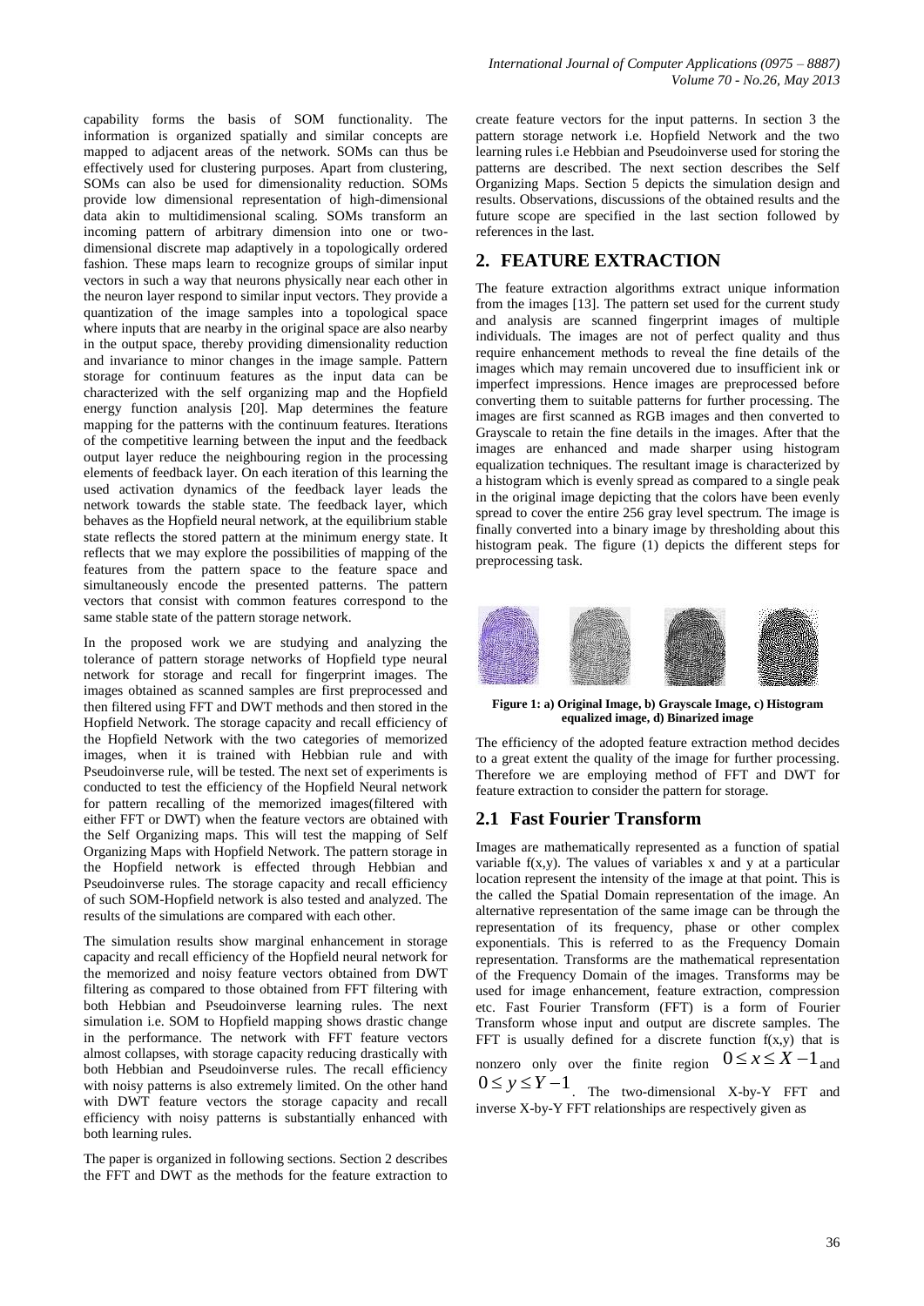capability forms the basis of SOM functionality. The information is organized spatially and similar concepts are mapped to adjacent areas of the network. SOMs can thus be effectively used for clustering purposes. Apart from clustering, SOMs can also be used for dimensionality reduction. SOMs provide low dimensional representation of high-dimensional data akin to multidimensional scaling. SOMs transform an incoming pattern of arbitrary dimension into one or two-dimensional discrete map adaptively in a topologically ordered fashion. These maps learn to recognize groups of similar input vectors in such a way that neurons physically near each other in the neuron layer respond to similar input vectors. They provide a quantization of the image samples into a topological space where inputs that are nearby in the original space are also nearby in the output space, thereby providing dimensionality reduction and invariance to minor changes in the image sample. Pattern storage for continuum features as the input data can be characterized with the self organizing map and the Hopfield energy function analysis [20]. Map determines the feature mapping for the patterns with the continuum features. Iterations of the competitive learning between the input and the feedback output layer reduce the neighbouring region in the processing elements of feedback layer. On each iteration of this learning the used activation dynamics of the feedback layer leads the network towards the stable state. The feedback layer, which behaves as the Hopfield neural network, at the equilibrium stable state reflects the stored pattern at the minimum energy state. It reflects that we may explore the possibilities of mapping of the features from the pattern space to the feature space and simultaneously encode the presented patterns. The pattern vectors that consist with common features correspond to the same stable state of the pattern storage network.

In the proposed work we are studying and analyzing the tolerance of pattern storage networks of Hopfield type neural network for storage and recall for fingerprint images. The images obtained as scanned samples are first preprocessed and then filtered using FFT and DWT methods and then stored in the Hopfield Network. The storage capacity and recall efficiency of the Hopfield Network with the two categories of memorized images, when it is trained with Hebbian rule and with Pseudoinverse rule, will be tested. The next set of experiments is conducted to test the efficiency of the Hopfield Neural network for pattern recalling of the memorized images(filtered with either FFT or DWT) when the feature vectors are obtained with the Self Organizing maps. This will test the mapping of Self Organizing Maps with Hopfield Network. The pattern storage in the Hopfield network is effected through Hebbian and Pseudoinverse rules. The storage capacity and recall efficiency of such SOM-Hopfield network is also tested and analyzed. The results of the simulations are compared with each other.

The simulation results show marginal enhancement in storage capacity and recall efficiency of the Hopfield neural network for the memorized and noisy feature vectors obtained from DWT filtering as compared to those obtained from FFT filtering with both Hebbian and Pseudoinverse learning rules. The next simulation i.e. SOM to Hopfield mapping shows drastic change in the performance. The network with FFT feature vectors almost collapses, with storage capacity reducing drastically with both Hebbian and Pseudoinverse rules. The recall efficiency with noisy patterns is also extremely limited. On the other hand with DWT feature vectors the storage capacity and recall efficiency with noisy patterns is substantially enhanced with both learning rules.

The paper is organized in following sections. Section 2 describes the FFT and DWT as the methods for the feature extraction to create feature vectors for the input patterns. In section 3 the pattern storage network i.e. Hopfield Network and the two learning rules i.e Hebbian and Pseudoinverse used for storing the patterns are described. The next section describes the Self Organizing Maps. Section 5 depicts the simulation design and results. Observations, discussions of the obtained results and the future scope are specified in the last section followed by references in the last.

## 2. FEATURE EXTRACTION

The feature extraction algorithms extract unique information from the images [13]. The pattern set used for the current study and analysis are scanned fingerprint images of multiple individuals. The images are not of perfect quality and thus require enhancement methods to reveal the fine details of the images which may remain uncovered due to insufficient ink or imperfect impressions. Hence images are preprocessed before converting them to suitable patterns for further processing. The images are first scanned as RGB images and then converted to Grayscale to retain the fine details in the images. After that the images are enhanced and made sharper using histogram equalization techniques. The resultant image is characterized by a histogram which is evenly spread as compared to a single peak in the original image depicting that the colors have been evenly spread to cover the entire 256 gray level spectrum. The image is finally converted into a binary image by thresholding about this histogram peak. The figure (1) depicts the different steps for preprocessing task.

**Figure 1: a) Original Image, b) Grayscale Image, c) Histogram equalized image, d) Binarized image**

The efficiency of the adopted feature extraction method decides to a great extent the quality of the image for further processing. Therefore we are employing method of FFT and DWT for feature extraction to consider the pattern for storage.

### 2.1 Fast Fourier Transform

Images are mathematically represented as a function of spatial variable f(x,y). The values of variables x and y at a particular location represent the intensity of the image at that point. This is the called the Spatial Domain representation of the image. An alternative representation of the same image can be through the representation of its frequency, phase or other complex exponentials. This is referred to as the Frequency Domain representation. Transforms are the mathematical representation of the Frequency Domain of the images. Transforms may be used for image enhancement, feature extraction, compression etc. Fast Fourier Transform (FFT) is a form of Fourier Transform whose input and output are discrete samples. The FFT is usually defined for a discrete function f(x,y) that is nonzero only over the finite region $0 \le x \le X-1$ and $0 \le y \le Y-1$. The two-dimensional X-by-Y FFT and inverse X-by-Y FFT relationships are respectively given as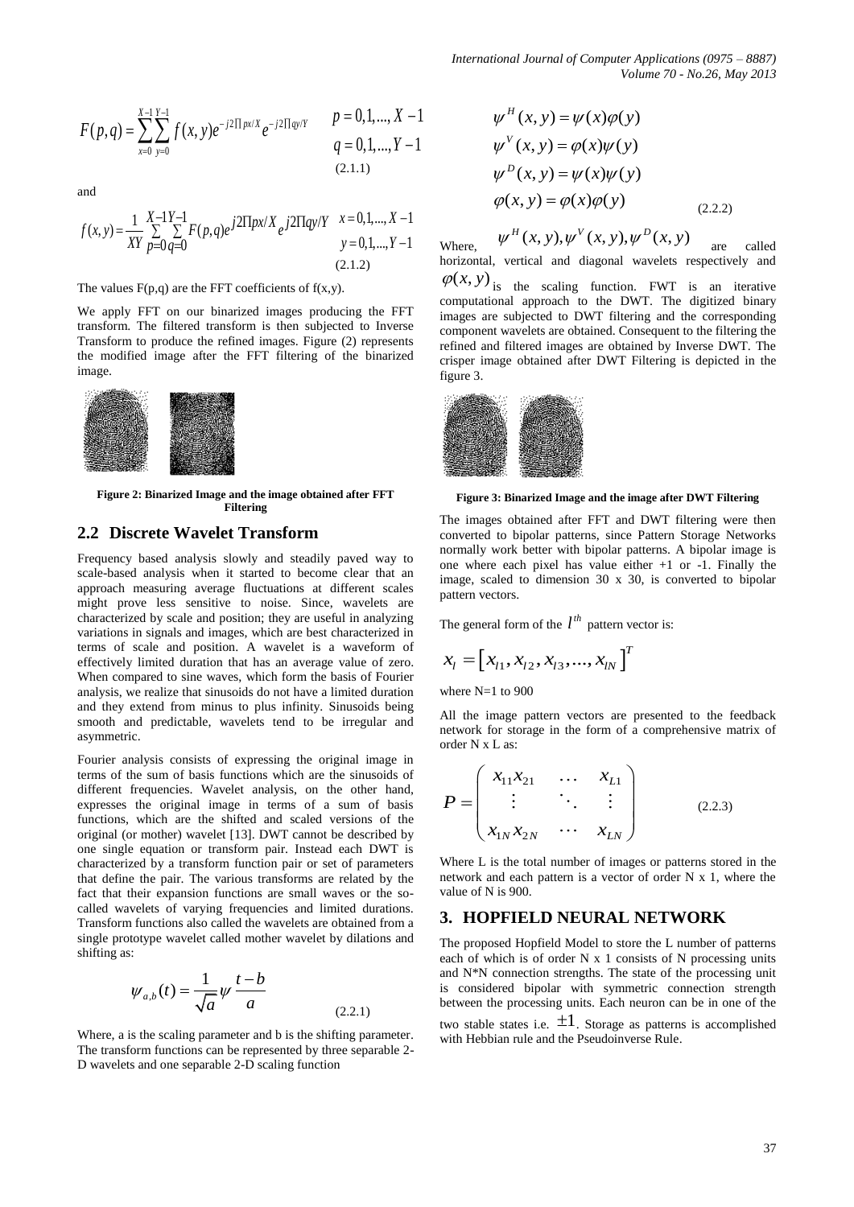$$F(p,q) = \sum_{x=0}^{X-1}\sum_{y=0}^{Y-1} f(x,y) e^{-j2\Pi px/X} e^{-j2\Pi qy/Y} \qquad \begin{array}{l} p = 0,1,...,X-1 \\ q = 0,1,...,Y-1 \end{array} \tag{2.1.1}$$

and

$$f(x,y) = \frac{1}{XY}\sum_{p=0}^{X-1}\sum_{q=0}^{Y-1} F(p,q) e^{j2\Pi px/X} e^{j2\Pi qy/Y} \qquad \begin{array}{l} x = 0,1,...,X-1 \\ y = 0,1,...,Y-1 \end{array} \tag{2.1.2}$$

The values F(p,q) are the FFT coefficients of f(x,y).

We apply FFT on our binarized images producing the FFT transform. The filtered transform is then subjected to Inverse Transform to produce the refined images. Figure (2) represents the modified image after the FFT filtering of the binarized image.

**Figure 2: Binarized Image and the image obtained after FFT Filtering**

## 2.2 Discrete Wavelet Transform

Frequency based analysis slowly and steadily paved way to scale-based analysis when it started to become clear that an approach measuring average fluctuations at different scales might prove less sensitive to noise. Since, wavelets are characterized by scale and position; they are useful in analyzing variations in signals and images, which are best characterized in terms of scale and position. A wavelet is a waveform of effectively limited duration that has an average value of zero. When compared to sine waves, which form the basis of Fourier analysis, we realize that sinusoids do not have a limited duration and they extend from minus to plus infinity. Sinusoids being smooth and predictable, wavelets tend to be irregular and asymmetric.

Fourier analysis consists of expressing the original image in terms of the sum of basis functions which are the sinusoids of different frequencies. Wavelet analysis, on the other hand, expresses the original image in terms of a sum of basis functions, which are the shifted and scaled versions of the original (or mother) wavelet [13]. DWT cannot be described by one single equation or transform pair. Instead each DWT is characterized by a transform function pair or set of parameters that define the pair. The various transforms are related by the fact that their expansion functions are small waves or the so-called wavelets of varying frequencies and limited durations. Transform functions also called the wavelets are obtained from a single prototype wavelet called mother wavelet by dilations and shifting as:

$$\psi_{a,b}(t) = \frac{1}{\sqrt{a}}\psi\frac{t-b}{a} \tag{2.2.1}$$

Where, a is the scaling parameter and b is the shifting parameter. The transform functions can be represented by three separable 2-D wavelets and one separable 2-D scaling function

$$\begin{aligned} \psi^H(x,y) &= \psi(x)\varphi(y) \\ \psi^V(x,y) &= \varphi(x)\psi(y) \\ \psi^D(x,y) &= \psi(x)\psi(y) \\ \varphi(x,y) &= \varphi(x)\varphi(y) \end{aligned} \tag{2.2.2}$$

Where, $\psi^H(x,y), \psi^V(x,y), \psi^D(x,y)$ are called horizontal, vertical and diagonal wavelets respectively and $\varphi(x,y)$ is the scaling function. FWT is an iterative computational approach to the DWT. The digitized binary images are subjected to DWT filtering and the corresponding component wavelets are obtained. Consequent to the filtering the refined and filtered images are obtained by Inverse DWT. The crisper image obtained after DWT Filtering is depicted in the figure 3.

**Figure 3: Binarized Image and the image after DWT Filtering**

The images obtained after FFT and DWT filtering were then converted to bipolar patterns, since Pattern Storage Networks normally work better with bipolar patterns. A bipolar image is one where each pixel has value either +1 or -1. Finally the image, scaled to dimension 30 x 30, is converted to bipolar pattern vectors.

The general form of the $l^{th}$ pattern vector is:

$$x_l = [x_{l1}, x_{l2}, x_{l3}, ..., x_{lN}]^T$$

where N=1 to 900

All the image pattern vectors are presented to the feedback network for storage in the form of a comprehensive matrix of order N x L as:

$$P = \begin{pmatrix} x_{11}x_{21} & \cdots & x_{L1} \\ \vdots & \ddots & \vdots \\ x_{1N}x_{2N} & \cdots & x_{LN} \end{pmatrix} \tag{2.2.3}$$

Where L is the total number of images or patterns stored in the network and each pattern is a vector of order N x 1, where the value of N is 900.

## 3. HOPFIELD NEURAL NETWORK

The proposed Hopfield Model to store the L number of patterns each of which is of order N x 1 consists of N processing units and N*N connection strengths. The state of the processing unit is considered bipolar with symmetric connection strength between the processing units. Each neuron can be in one of the two stable states i.e. $\pm 1$. Storage as patterns is accomplished with Hebbian rule and the Pseudoinverse Rule.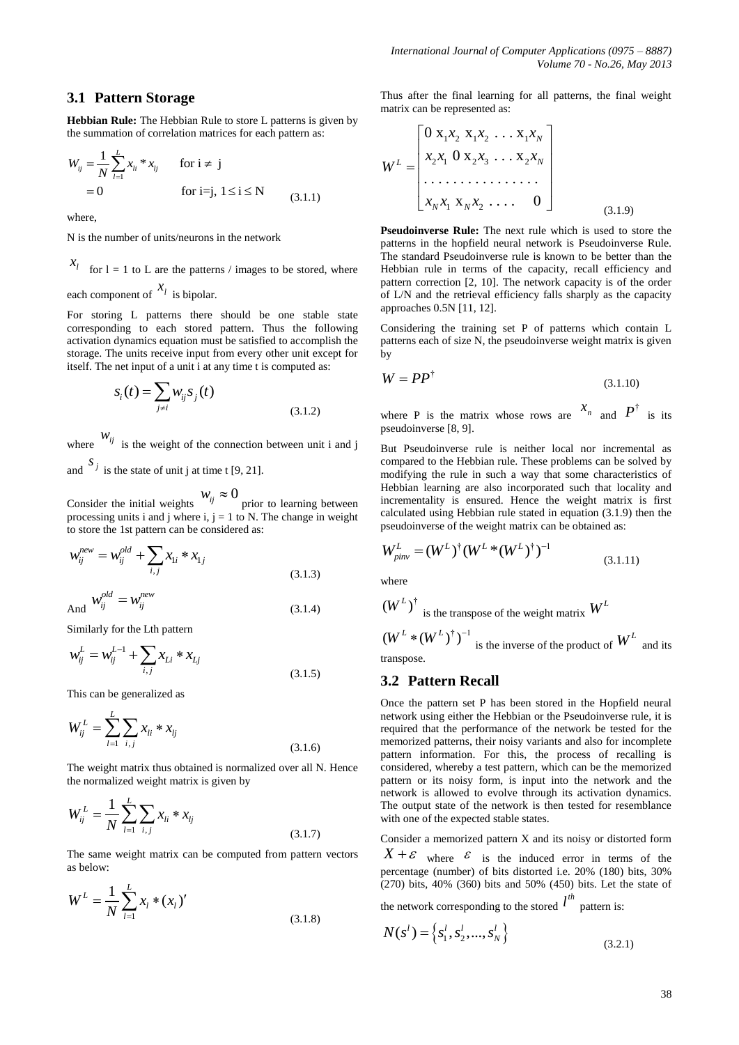### 3.1 Pattern Storage

**Hebbian Rule:** The Hebbian Rule to store L patterns is given by the summation of correlation matrices for each pattern as:

$$W_{ij} = \frac{1}{N}\sum_{l=1}^{L} x_{li} * x_{lj} \qquad \text{for } i \neq j$$
$$= 0 \qquad \text{for } i=j,\ 1 \leq i \leq N \qquad (3.1.1)$$

where,

N is the number of units/neurons in the network

$x_l$ for l = 1 to L are the patterns / images to be stored, where each component of $x_l$ is bipolar.

For storing L patterns there should be one stable state corresponding to each stored pattern. Thus the following activation dynamics equation must be satisfied to accomplish the storage. The units receive input from every other unit except for itself. The net input of a unit i at any time t is computed as:

$$s_i(t) = \sum_{j \neq i} w_{ij} s_j(t) \qquad (3.1.2)$$

where $w_{ij}$ is the weight of the connection between unit i and j and $s_j$ is the state of unit j at time t [9, 21].

Consider the initial weights $w_{ij} \approx 0$ prior to learning between processing units i and j where i, j = 1 to N. The change in weight to store the 1st pattern can be considered as:

$$w_{ij}^{new} = w_{ij}^{old} + \sum_{i,j} x_{1i} * x_{1j} \qquad (3.1.3)$$

And $w_{ij}^{old} = w_{ij}^{new}$ (3.1.4)

Similarly for the Lth pattern

$$w_{ij}^{L} = w_{ij}^{L-1} + \sum_{i,j} x_{Li} * x_{Lj} \qquad (3.1.5)$$

This can be generalized as

$$W_{ij}^{L} = \sum_{l=1}^{L}\sum_{i,j} x_{li} * x_{lj} \qquad (3.1.6)$$

The weight matrix thus obtained is normalized over all N. Hence the normalized weight matrix is given by

$$W_{ij}^{L} = \frac{1}{N}\sum_{l=1}^{L}\sum_{i,j} x_{li} * x_{lj} \qquad (3.1.7)$$

The same weight matrix can be computed from pattern vectors as below:

$$W^{L} = \frac{1}{N}\sum_{l=1}^{L} x_l * (x_l)' \qquad (3.1.8)$$

Thus after the final learning for all patterns, the final weight matrix can be represented as:

$$W^{L} = \begin{bmatrix} 0 & x_1x_2 & x_1x_2 & \ldots & x_1x_N \\ x_2x_1 & 0 & x_2x_3 & \ldots & x_2x_N \\ \ldots & \ldots & \ldots & \ldots & \ldots \\ x_Nx_1 & x_Nx_2 & \ldots & \ldots & 0 \end{bmatrix} \qquad (3.1.9)$$

**Pseudoinverse Rule:** The next rule which is used to store the patterns in the hopfield neural network is Pseudoinverse Rule. The standard Pseudoinverse rule is known to be better than the Hebbian rule in terms of the capacity, recall efficiency and pattern correction [2, 10]. The network capacity is of the order of L/N and the retrieval efficiency falls sharply as the capacity approaches 0.5N [11, 12].

Considering the training set P of patterns which contain L patterns each of size N, the pseudoinverse weight matrix is given by

$$W = PP^{\dagger} \qquad (3.1.10)$$

where P is the matrix whose rows are $x_n$ and $P^{\dagger}$ is its pseudoinverse [8, 9].

But Pseudoinverse rule is neither local nor incremental as compared to the Hebbian rule. These problems can be solved by modifying the rule in such a way that some characteristics of Hebbian learning are also incorporated such that locality and incrementality is ensured. Hence the weight matrix is first calculated using Hebbian rule stated in equation (3.1.9) then the pseudoinverse of the weight matrix can be obtained as:

$$W_{pinv}^{L} = (W^{L})^{\dagger}(W^{L} * (W^{L})^{\dagger})^{-1} \qquad (3.1.11)$$

where

$(W^{L})^{\dagger}$ is the transpose of the weight matrix $W^{L}$

$(W^{L} * (W^{L})^{\dagger})^{-1}$ is the inverse of the product of $W^{L}$ and its transpose.

### 3.2 Pattern Recall

Once the pattern set P has been stored in the Hopfield neural network using either the Hebbian or the Pseudoinverse rule, it is required that the performance of the network be tested for the memorized patterns, their noisy variants and also for incomplete pattern information. For this, the process of recalling is considered, whereby a test pattern, which can be the memorized pattern or its noisy form, is input into the network and the network is allowed to evolve through its activation dynamics. The output state of the network is then tested for resemblance with one of the expected stable states.

Consider a memorized pattern X and its noisy or distorted form $X + \varepsilon$ where $\varepsilon$ is the induced error in terms of the percentage (number) of bits distorted i.e. 20% (180) bits, 30% (270) bits, 40% (360) bits and 50% (450) bits. Let the state of the network corresponding to the stored $l^{th}$ pattern is:

$$N(s^{l}) = \left\{ s_1^{l}, s_2^{l}, \ldots, s_N^{l} \right\} \qquad (3.2.1)$$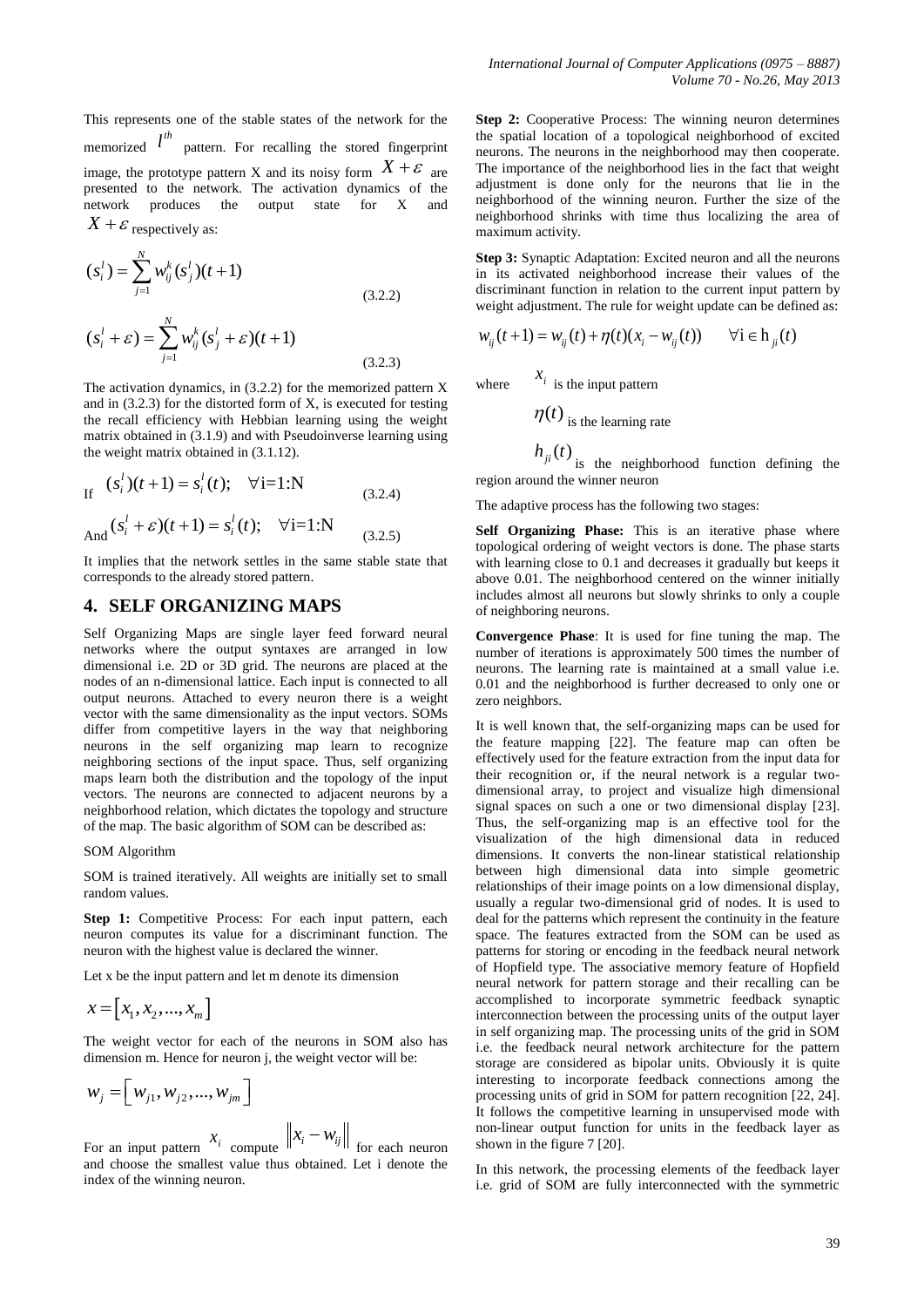This represents one of the stable states of the network for the memorized $l^{th}$ pattern. For recalling the stored fingerprint image, the prototype pattern X and its noisy form $X+\varepsilon$ are presented to the network. The activation dynamics of the network produces the output state for X and $X+\varepsilon$ respectively as:

$$(s_i^l) = \sum_{j=1}^{N} w_{ij}^k (s_j^l)(t+1) \tag{3.2.2}$$

$$(s_i^l + \varepsilon) = \sum_{j=1}^{N} w_{ij}^k (s_j^l + \varepsilon)(t+1) \tag{3.2.3}$$

The activation dynamics, in (3.2.2) for the memorized pattern X and in (3.2.3) for the distorted form of X, is executed for testing the recall efficiency with Hebbian learning using the weight matrix obtained in (3.1.9) and with Pseudoinverse learning using the weight matrix obtained in (3.1.12).

If $(s_i^l)(t+1) = s_i^l(t); \quad \forall \text{i=1:N}$ (3.2.4)

And $(s_i^l + \varepsilon)(t+1) = s_i^l(t); \quad \forall \text{i=1:N}$ (3.2.5)

It implies that the network settles in the same stable state that corresponds to the already stored pattern.

# 4. SELF ORGANIZING MAPS

Self Organizing Maps are single layer feed forward neural networks where the output syntaxes are arranged in low dimensional i.e. 2D or 3D grid. The neurons are placed at the nodes of an n-dimensional lattice. Each input is connected to all output neurons. Attached to every neuron there is a weight vector with the same dimensionality as the input vectors. SOMs differ from competitive layers in the way that neighboring neurons in the self organizing map learn to recognize neighboring sections of the input space. Thus, self organizing maps learn both the distribution and the topology of the input vectors. The neurons are connected to adjacent neurons by a neighborhood relation, which dictates the topology and structure of the map. The basic algorithm of SOM can be described as:

SOM Algorithm

SOM is trained iteratively. All weights are initially set to small random values.

**Step 1:** Competitive Process: For each input pattern, each neuron computes its value for a discriminant function. The neuron with the highest value is declared the winner.

Let x be the input pattern and let m denote its dimension

$$x = [x_1, x_2, ..., x_m]$$

The weight vector for each of the neurons in SOM also has dimension m. Hence for neuron j, the weight vector will be:

$$w_j = [w_{j1}, w_{j2}, ..., w_{jm}]$$

For an input pattern $x_i$ compute $\|x_i - w_{ij}\|$ for each neuron and choose the smallest value thus obtained. Let i denote the index of the winning neuron.

**Step 2:** Cooperative Process: The winning neuron determines the spatial location of a topological neighborhood of excited neurons. The neurons in the neighborhood may then cooperate. The importance of the neighborhood lies in the fact that weight adjustment is done only for the neurons that lie in the neighborhood of the winning neuron. Further the size of the neighborhood shrinks with time thus localizing the area of maximum activity.

**Step 3:** Synaptic Adaptation: Excited neuron and all the neurons in its activated neighborhood increase their values of the discriminant function in relation to the current input pattern by weight adjustment. The rule for weight update can be defined as:

$$w_{ij}(t+1) = w_{ij}(t) + \eta(t)(x_i - w_{ij}(t)) \qquad \forall \text{i} \in \text{h}_{ji}(t)$$

where $x_i$ is the input pattern

$\eta(t)$ is the learning rate

$h_{ji}(t)$ is the neighborhood function defining the region around the winner neuron

The adaptive process has the following two stages:

**Self Organizing Phase:** This is an iterative phase where topological ordering of weight vectors is done. The phase starts with learning close to 0.1 and decreases it gradually but keeps it above 0.01. The neighborhood centered on the winner initially includes almost all neurons but slowly shrinks to only a couple of neighboring neurons.

**Convergence Phase**: It is used for fine tuning the map. The number of iterations is approximately 500 times the number of neurons. The learning rate is maintained at a small value i.e. 0.01 and the neighborhood is further decreased to only one or zero neighbors.

It is well known that, the self-organizing maps can be used for the feature mapping [22]. The feature map can often be effectively used for the feature extraction from the input data for their recognition or, if the neural network is a regular two-dimensional array, to project and visualize high dimensional signal spaces on such a one or two dimensional display [23]. Thus, the self-organizing map is an effective tool for the visualization of the high dimensional data in reduced dimensions. It converts the non-linear statistical relationship between high dimensional data into simple geometric relationships of their image points on a low dimensional display, usually a regular two-dimensional grid of nodes. It is used to deal for the patterns which represent the continuity in the feature space. The features extracted from the SOM can be used as patterns for storing or encoding in the feedback neural network of Hopfield type. The associative memory feature of Hopfield neural network for pattern storage and their recalling can be accomplished to incorporate symmetric feedback synaptic interconnection between the processing units of the output layer in self organizing map. The processing units of the grid in SOM i.e. the feedback neural network architecture for the pattern storage are considered as bipolar units. Obviously it is quite interesting to incorporate feedback connections among the processing units of grid in SOM for pattern recognition [22, 24]. It follows the competitive learning in unsupervised mode with non-linear output function for units in the feedback layer as shown in the figure 7 [20].

In this network, the processing elements of the feedback layer i.e. grid of SOM are fully interconnected with the symmetric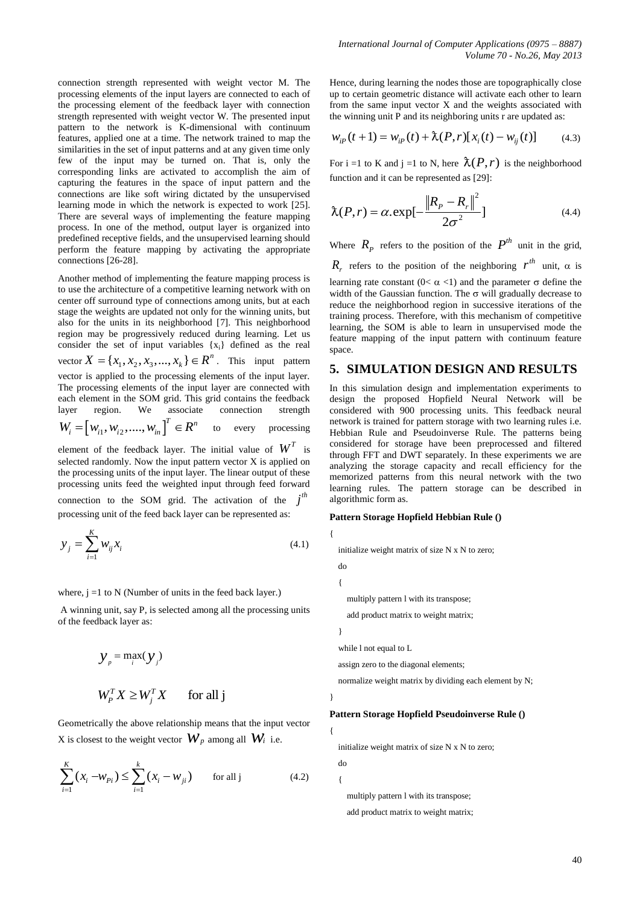connection strength represented with weight vector M. The processing elements of the input layers are connected to each of the processing element of the feedback layer with connection strength represented with weight vector W. The presented input pattern to the network is K-dimensional with continuum features, applied one at a time. The network trained to map the similarities in the set of input patterns and at any given time only few of the input may be turned on. That is, only the corresponding links are activated to accomplish the aim of capturing the features in the space of input pattern and the connections are like soft wiring dictated by the unsupervised learning mode in which the network is expected to work [25]. There are several ways of implementing the feature mapping process. In one of the method, output layer is organized into predefined receptive fields, and the unsupervised learning should perform the feature mapping by activating the appropriate connections [26-28].

Another method of implementing the feature mapping process is to use the architecture of a competitive learning network with on center off surround type of connections among units, but at each stage the weights are updated not only for the winning units, but also for the units in its neighborhood [7]. This neighborhood region may be progressively reduced during learning. Let us consider the set of input variables $\{x_i\}$ defined as the real vector $X = \{x_1, x_2, x_3, ..., x_k\} \in R^n$. This input pattern vector is applied to the processing elements of the input layer. The processing elements of the input layer are connected with each element in the SOM grid. This grid contains the feedback layer region. We associate connection strength $W_i = \left[w_{i1}, w_{i2}, ...., w_{in}\right]^T \in R^n$ to every processing element of the feedback layer. The initial value of $W^T$ is selected randomly. Now the input pattern vector X is applied on the processing units of the input layer. The linear output of these processing units feed the weighted input through feed forward connection to the SOM grid. The activation of the $j^{th}$ processing unit of the feed back layer can be represented as:

$$y_j = \sum_{i=1}^{K} w_{ij} x_i \tag{4.1}$$

where, j =1 to N (Number of units in the feed back layer.)

A winning unit, say P, is selected among all the processing units of the feedback layer as:

$$y_p = \max_i (y_j)$$

$$W_P^T X \geq W_j^T X \qquad \text{for all j}$$

Geometrically the above relationship means that the input vector X is closest to the weight vector $W_P$ among all $W_i$ i.e.

$$\sum_{i=1}^{K} (x_i - w_{Pi}) \leq \sum_{i=1}^{k} (x_i - w_{ji}) \qquad \text{for all j} \tag{4.2}$$

Hence, during learning the nodes those are topographically close up to certain geometric distance will activate each other to learn from the same input vector X and the weights associated with the winning unit P and its neighboring units r are updated as:

$$w_{iP}(t+1) = w_{iP}(t) + \lambda(P,r)[x_i(t) - w_{ij}(t)] \tag{4.3}$$

For i =1 to K and j =1 to N, here $\lambda(P,r)$ is the neighborhood function and it can be represented as [29]:

$$\lambda(P,r) = \alpha.\exp[-\frac{\left\|R_P - R_r\right\|^2}{2\sigma^2}] \tag{4.4}$$

Where $R_P$ refers to the position of the $P^{th}$ unit in the grid, $R_r$ refers to the position of the neighboring $r^{th}$ unit, $\alpha$ is learning rate constant ($0 < \alpha < 1$) and the parameter $\sigma$ define the width of the Gaussian function. The $\sigma$ will gradually decrease to reduce the neighborhood region in successive iterations of the training process. Therefore, with this mechanism of competitive learning, the SOM is able to learn in unsupervised mode the feature mapping of the input pattern with continuum feature space.

## 5. SIMULATION DESIGN AND RESULTS

In this simulation design and implementation experiments to design the proposed Hopfield Neural Network will be considered with 900 processing units. This feedback neural network is trained for pattern storage with two learning rules i.e. Hebbian Rule and Pseudoinverse Rule. The patterns being considered for storage have been preprocessed and filtered through FFT and DWT separately. In these experiments we are analyzing the storage capacity and recall efficiency for the memorized patterns from this neural network with the two learning rules. The pattern storage can be described in algorithmic form as.

**Pattern Storage Hopfield Hebbian Rule ()**

```
{
  initialize weight matrix of size N x N to zero;
  do
  {
    multiply pattern l with its transpose;
    add product matrix to weight matrix;
  }
  while l not equal to L
  assign zero to the diagonal elements;
  normalize weight matrix by dividing each element by N;
}
```

**Pattern Storage Hopfield Pseudoinverse Rule ()**

```
{
  initialize weight matrix of size N x N to zero;
  do
  {
    multiply pattern l with its transpose;
    add product matrix to weight matrix;
```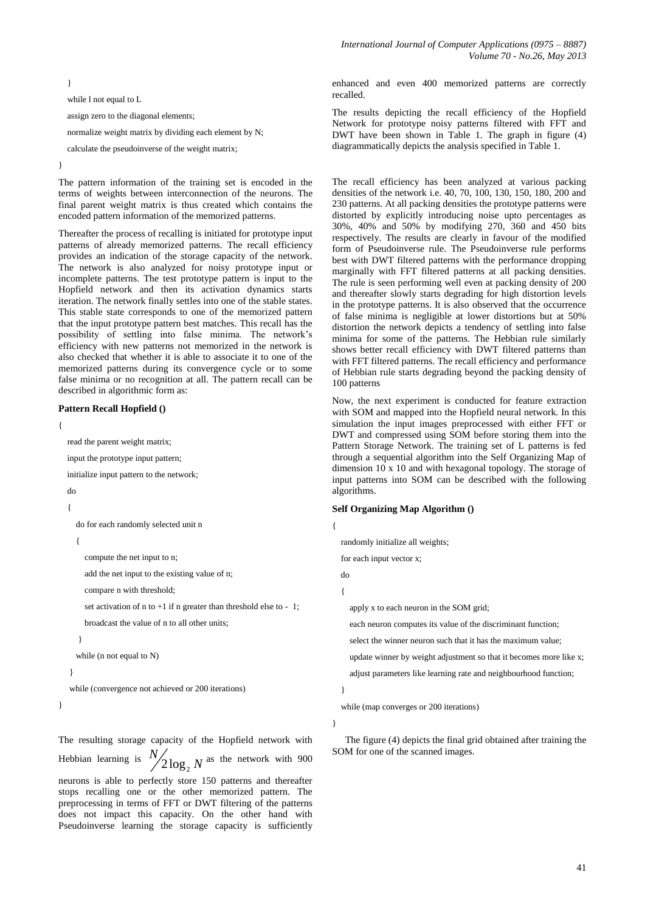```
    }
    while l not equal to L
    assign zero to the diagonal elements;
    normalize weight matrix by dividing each element by N;
    calculate the pseudoinverse of the weight matrix;
}
```

The pattern information of the training set is encoded in the terms of weights between interconnection of the neurons. The final parent weight matrix is thus created which contains the encoded pattern information of the memorized patterns.

Thereafter the process of recalling is initiated for prototype input patterns of already memorized patterns. The recall efficiency provides an indication of the storage capacity of the network. The network is also analyzed for noisy prototype input or incomplete patterns. The test prototype pattern is input to the Hopfield network and then its activation dynamics starts iteration. The network finally settles into one of the stable states. This stable state corresponds to one of the memorized pattern that the input prototype pattern best matches. This recall has the possibility of settling into false minima. The network's efficiency with new patterns not memorized in the network is also checked that whether it is able to associate it to one of the memorized patterns during its convergence cycle or to some false minima or no recognition at all. The pattern recall can be described in algorithmic form as:

**Pattern Recall Hopfield ()**

```
{
    read the parent weight matrix;
    input the prototype input pattern;
    initialize input pattern to the network;
    do
    {
        do for each randomly selected unit n
        {
            compute the net input to n;
            add the net input to the existing value of n;
            compare n with threshold;
            set activation of n to +1 if n greater than threshold else to - 1;
            broadcast the value of n to all other units;
        }
        while (n not equal to N)
    }
    while (convergence not achieved or 200 iterations)
}
```

The resulting storage capacity of the Hopfield network with Hebbian learning is $N/2\log_2 N$ as the network with 900 neurons is able to perfectly store 150 patterns and thereafter stops recalling one or the other memorized pattern. The preprocessing in terms of FFT or DWT filtering of the patterns does not impact this capacity. On the other hand with Pseudoinverse learning the storage capacity is sufficiently enhanced and even 400 memorized patterns are correctly recalled.

The results depicting the recall efficiency of the Hopfield Network for prototype noisy patterns filtered with FFT and DWT have been shown in Table 1. The graph in figure (4) diagrammatically depicts the analysis specified in Table 1.

The recall efficiency has been analyzed at various packing densities of the network i.e. 40, 70, 100, 130, 150, 180, 200 and 230 patterns. At all packing densities the prototype patterns were distorted by explicitly introducing noise upto percentages as 30%, 40% and 50% by modifying 270, 360 and 450 bits respectively. The results are clearly in favour of the modified form of Pseudoinverse rule. The Pseudoinverse rule performs best with DWT filtered patterns with the performance dropping marginally with FFT filtered patterns at all packing densities. The rule is seen performing well even at packing density of 200 and thereafter slowly starts degrading for high distortion levels in the prototype patterns. It is also observed that the occurrence of false minima is negligible at lower distortions but at 50% distortion the network depicts a tendency of settling into false minima for some of the patterns. The Hebbian rule similarly shows better recall efficiency with DWT filtered patterns than with FFT filtered patterns. The recall efficiency and performance of Hebbian rule starts degrading beyond the packing density of 100 patterns

Now, the next experiment is conducted for feature extraction with SOM and mapped into the Hopfield neural network. In this simulation the input images preprocessed with either FFT or DWT and compressed using SOM before storing them into the Pattern Storage Network. The training set of L patterns is fed through a sequential algorithm into the Self Organizing Map of dimension 10 x 10 and with hexagonal topology. The storage of input patterns into SOM can be described with the following algorithms.

**Self Organizing Map Algorithm ()**

```
{
    randomly initialize all weights;
    for each input vector x;
    do
    {
        apply x to each neuron in the SOM grid;
        each neuron computes its value of the discriminant function;
        select the winner neuron such that it has the maximum value;
        update winner by weight adjustment so that it becomes more like x;
        adjust parameters like learning rate and neighbourhood function;
    }
    while (map converges or 200 iterations)
}
```

The figure (4) depicts the final grid obtained after training the SOM for one of the scanned images.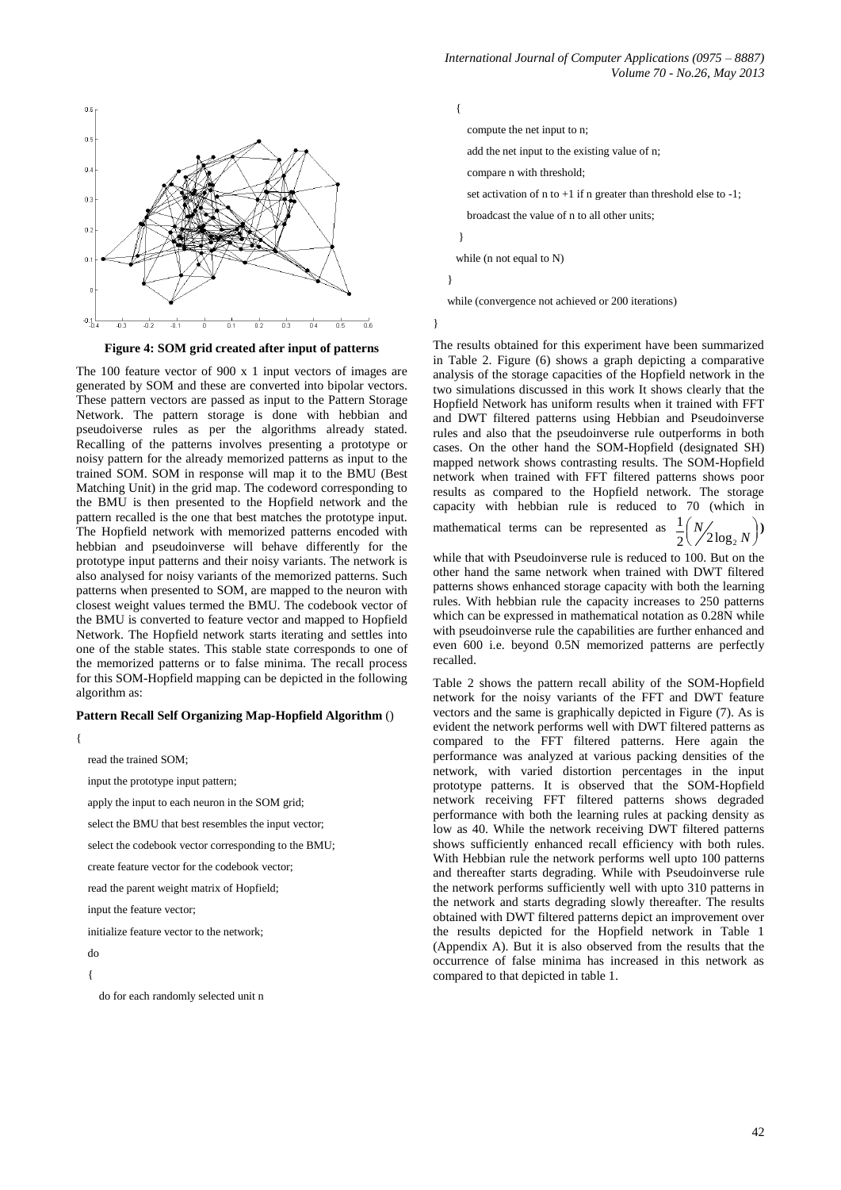Figure 4: SOM grid created after input of patterns

The 100 feature vector of 900 x 1 input vectors of images are generated by SOM and these are converted into bipolar vectors. These pattern vectors are passed as input to the Pattern Storage Network. The pattern storage is done with hebbian and pseudoiverse rules as per the algorithms already stated. Recalling of the patterns involves presenting a prototype or noisy pattern for the already memorized patterns as input to the trained SOM. SOM in response will map it to the BMU (Best Matching Unit) in the grid map. The codeword corresponding to the BMU is then presented to the Hopfield network and the pattern recalled is the one that best matches the prototype input. The Hopfield network with memorized patterns encoded with hebbian and pseudoinverse will behave differently for the prototype input patterns and their noisy variants. The network is also analysed for noisy variants of the memorized patterns. Such patterns when presented to SOM, are mapped to the neuron with closest weight values termed the BMU. The codebook vector of the BMU is converted to feature vector and mapped to Hopfield Network. The Hopfield network starts iterating and settles into one of the stable states. This stable state corresponds to one of the memorized patterns or to false minima. The recall process for this SOM-Hopfield mapping can be depicted in the following algorithm as:

**Pattern Recall Self Organizing Map-Hopfield Algorithm** ()

```
{
  read the trained SOM;
  input the prototype input pattern;
  apply the input to each neuron in the SOM grid;
  select the BMU that best resembles the input vector;
  select the codebook vector corresponding to the BMU;
  create feature vector for the codebook vector;
  read the parent weight matrix of Hopfield;
  input the feature vector;
  initialize feature vector to the network;
  do
  {
    do for each randomly selected unit n
    {
      compute the net input to n;
      add the net input to the existing value of n;
      compare n with threshold;
      set activation of n to +1 if n greater than threshold else to -1;
      broadcast the value of n to all other units;
    }
    while (n not equal to N)
  }
  while (convergence not achieved or 200 iterations)
}
```

The results obtained for this experiment have been summarized in Table 2. Figure (6) shows a graph depicting a comparative analysis of the storage capacities of the Hopfield network in the two simulations discussed in this work It shows clearly that the Hopfield Network has uniform results when it trained with FFT and DWT filtered patterns using Hebbian and Pseudoinverse rules and also that the pseudoinverse rule outperforms in both cases. On the other hand the SOM-Hopfield (designated SH) mapped network shows contrasting results. The SOM-Hopfield network when trained with FFT filtered patterns shows poor results as compared to the Hopfield network. The storage capacity with hebbian rule is reduced to 70 (which in mathematical terms can be represented as $\frac{1}{2}\left(N/2\log_2 N\right)$) while that with Pseudoinverse rule is reduced to 100. But on the other hand the same network when trained with DWT filtered patterns shows enhanced storage capacity with both the learning rules. With hebbian rule the capacity increases to 250 patterns which can be expressed in mathematical notation as 0.28N while with pseudoinverse rule the capabilities are further enhanced and even 600 i.e. beyond 0.5N memorized patterns are perfectly recalled.

Table 2 shows the pattern recall ability of the SOM-Hopfield network for the noisy variants of the FFT and DWT feature vectors and the same is graphically depicted in Figure (7). As is evident the network performs well with DWT filtered patterns as compared to the FFT filtered patterns. Here again the performance was analyzed at various packing densities of the network, with varied distortion percentages in the input prototype patterns. It is observed that the SOM-Hopfield network receiving FFT filtered patterns shows degraded performance with both the learning rules at packing density as low as 40. While the network receiving DWT filtered patterns shows sufficiently enhanced recall efficiency with both rules. With Hebbian rule the network performs well upto 100 patterns and thereafter starts degrading. While with Pseudoinverse rule the network performs sufficiently well with upto 310 patterns in the network and starts degrading slowly thereafter. The results obtained with DWT filtered patterns depict an improvement over the results depicted for the Hopfield network in Table 1 (Appendix A). But it is also observed from the results that the occurrence of false minima has increased in this network as compared to that depicted in table 1.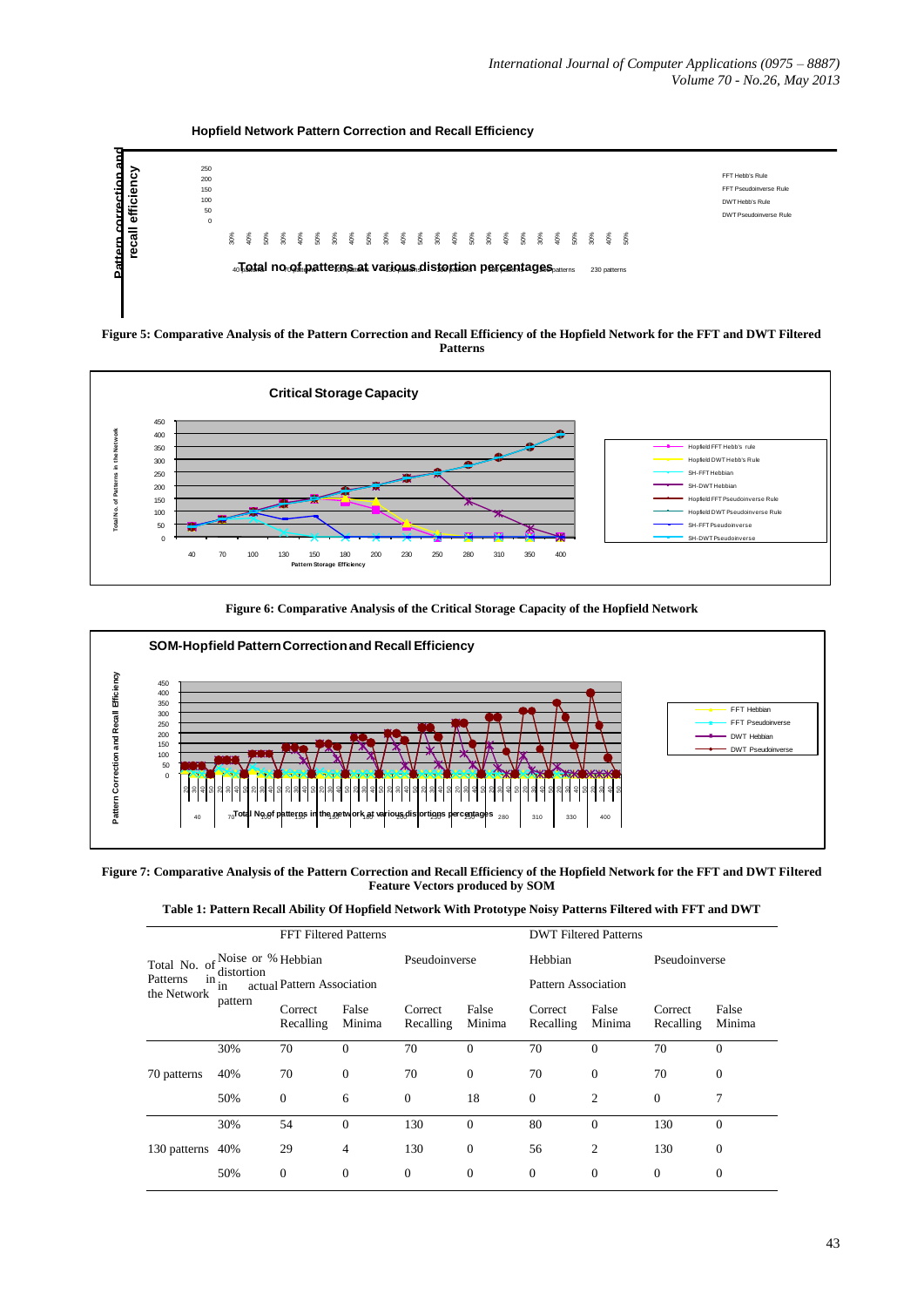Figure 5: Comparative Analysis of the Pattern Correction and Recall Efficiency of the Hopfield Network for the FFT and DWT Filtered Patterns

Figure 6: Comparative Analysis of the Critical Storage Capacity of the Hopfield Network

Figure 7: Comparative Analysis of the Pattern Correction and Recall Efficiency of the Hopfield Network for the FFT and DWT Filtered Feature Vectors produced by SOM

**Table 1: Pattern Recall Ability Of Hopfield Network With Prototype Noisy Patterns Filtered with FFT and DWT**

| Total No. of Patterns in the Network | Noise or % distortion in actual pattern | FFT Filtered Patterns | | | | DWT Filtered Patterns | | | |
|---|---|---|---|---|---|---|---|---|---|
| | | Hebbian | | Pseudoinverse | | Hebbian | | Pseudoinverse | |
| | | Pattern Association | | | | Pattern Association | | | |
| | | Correct Recalling | False Minima | Correct Recalling | False Minima | Correct Recalling | False Minima | Correct Recalling | False Minima |
| 70 patterns | 30% | 70 | 0 | 70 | 0 | 70 | 0 | 70 | 0 |
| | 40% | 70 | 0 | 70 | 0 | 70 | 0 | 70 | 0 |
| | 50% | 0 | 6 | 0 | 18 | 0 | 2 | 0 | 7 |
| 130 patterns | 30% | 54 | 0 | 130 | 0 | 80 | 0 | 130 | 0 |
| | 40% | 29 | 4 | 130 | 0 | 56 | 2 | 130 | 0 |
| | 50% | 0 | 0 | 0 | 0 | 0 | 0 | 0 | 0 |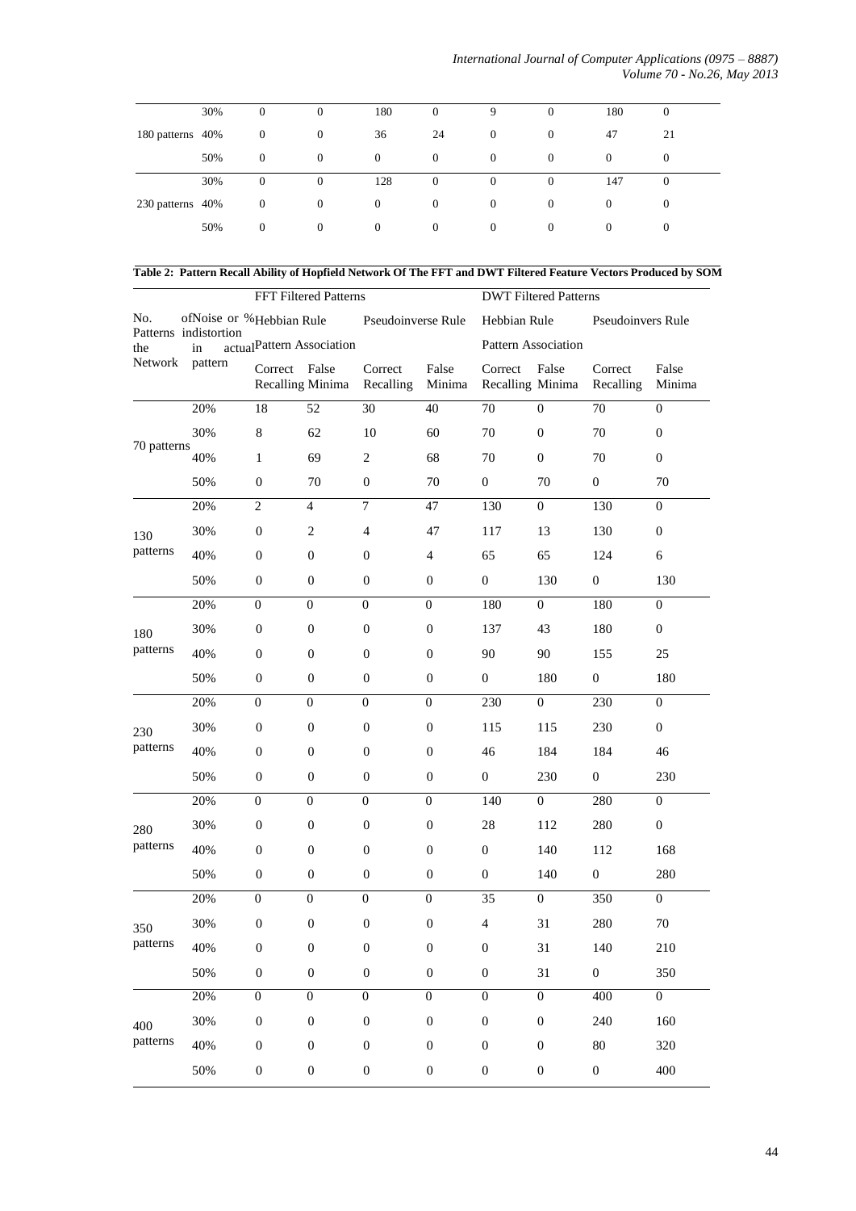| | | | | | | | | | |
|---|---|---|---|---|---|---|---|---|---|
| | 30% | 0 | 0 | 180 | 0 | 9 | 0 | 180 | 0 |
| 180 patterns | 40% | 0 | 0 | 36 | 24 | 0 | 0 | 47 | 21 |
| | 50% | 0 | 0 | 0 | 0 | 0 | 0 | 0 | 0 |
| | 30% | 0 | 0 | 128 | 0 | 0 | 0 | 147 | 0 |
| 230 patterns | 40% | 0 | 0 | 0 | 0 | 0 | 0 | 0 | 0 |
| | 50% | 0 | 0 | 0 | 0 | 0 | 0 | 0 | 0 |

**Table 2: Pattern Recall Ability of Hopfield Network Of The FFT and DWT Filtered Feature Vectors Produced by SOM**

| No. of Patterns in the Network | Noise or % distortion in actual pattern | FFT Filtered Patterns | | | | DWT Filtered Patterns | | | |
|---|---|---|---|---|---|---|---|---|---|
| | | Hebbian Rule | | Pseudoinverse Rule | | Hebbian Rule | | Pseudoinvers Rule | |
| | | Pattern Association | | | | Pattern Association | | | |
| | | Correct Recalling | False Minima | Correct Recalling | False Minima | Correct Recalling | False Minima | Correct Recalling | False Minima |
| 70 patterns | 20% | 18 | 52 | 30 | 40 | 70 | 0 | 70 | 0 |
| | 30% | 8 | 62 | 10 | 60 | 70 | 0 | 70 | 0 |
| | 40% | 1 | 69 | 2 | 68 | 70 | 0 | 70 | 0 |
| | 50% | 0 | 70 | 0 | 70 | 0 | 70 | 0 | 70 |
| 130 patterns | 20% | 2 | 4 | 7 | 47 | 130 | 0 | 130 | 0 |
| | 30% | 0 | 2 | 4 | 47 | 117 | 13 | 130 | 0 |
| | 40% | 0 | 0 | 0 | 4 | 65 | 65 | 124 | 6 |
| | 50% | 0 | 0 | 0 | 0 | 0 | 130 | 0 | 130 |
| 180 patterns | 20% | 0 | 0 | 0 | 0 | 180 | 0 | 180 | 0 |
| | 30% | 0 | 0 | 0 | 0 | 137 | 43 | 180 | 0 |
| | 40% | 0 | 0 | 0 | 0 | 90 | 90 | 155 | 25 |
| | 50% | 0 | 0 | 0 | 0 | 0 | 180 | 0 | 180 |
| 230 patterns | 20% | 0 | 0 | 0 | 0 | 230 | 0 | 230 | 0 |
| | 30% | 0 | 0 | 0 | 0 | 115 | 115 | 230 | 0 |
| | 40% | 0 | 0 | 0 | 0 | 46 | 184 | 184 | 46 |
| | 50% | 0 | 0 | 0 | 0 | 0 | 230 | 0 | 230 |
| 280 patterns | 20% | 0 | 0 | 0 | 0 | 140 | 0 | 280 | 0 |
| | 30% | 0 | 0 | 0 | 0 | 28 | 112 | 280 | 0 |
| | 40% | 0 | 0 | 0 | 0 | 0 | 140 | 112 | 168 |
| | 50% | 0 | 0 | 0 | 0 | 0 | 140 | 0 | 280 |
| 350 patterns | 20% | 0 | 0 | 0 | 0 | 35 | 0 | 350 | 0 |
| | 30% | 0 | 0 | 0 | 0 | 4 | 31 | 280 | 70 |
| | 40% | 0 | 0 | 0 | 0 | 0 | 31 | 140 | 210 |
| | 50% | 0 | 0 | 0 | 0 | 0 | 31 | 0 | 350 |
| 400 patterns | 20% | 0 | 0 | 0 | 0 | 0 | 0 | 400 | 0 |
| | 30% | 0 | 0 | 0 | 0 | 0 | 0 | 240 | 160 |
| | 40% | 0 | 0 | 0 | 0 | 0 | 0 | 80 | 320 |
| | 50% | 0 | 0 | 0 | 0 | 0 | 0 | 0 | 400 |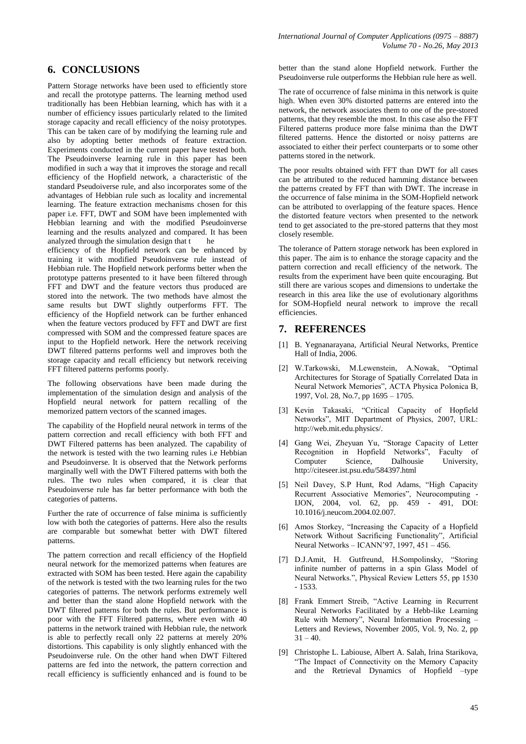## 6. CONCLUSIONS

Pattern Storage networks have been used to efficiently store and recall the prototype patterns. The learning method used traditionally has been Hebbian learning, which has with it a number of efficiency issues particularly related to the limited storage capacity and recall efficiency of the noisy prototypes. This can be taken care of by modifying the learning rule and also by adopting better methods of feature extraction. Experiments conducted in the current paper have tested both. The Pseudoinverse learning rule in this paper has been modified in such a way that it improves the storage and recall efficiency of the Hopfield network, a characteristic of the standard Pseudoiverse rule, and also incorporates some of the advantages of Hebbian rule such as locality and incremental learning. The feature extraction mechanisms chosen for this paper i.e. FFT, DWT and SOM have been implemented with Hebbian learning and with the modified Pseudoinverse learning and the results analyzed and compared. It has been analyzed through the simulation design that t he efficiency of the Hopfield network can be enhanced by training it with modified Pseudoinverse rule instead of Hebbian rule. The Hopfield network performs better when the prototype patterns presented to it have been filtered through FFT and DWT and the feature vectors thus produced are stored into the network. The two methods have almost the same results but DWT slightly outperforms FFT. The efficiency of the Hopfield network can be further enhanced when the feature vectors produced by FFT and DWT are first compressed with SOM and the compressed feature spaces are input to the Hopfield network. Here the network receiving DWT filtered patterns performs well and improves both the storage capacity and recall efficiency but network receiving FFT filtered patterns performs poorly.

The following observations have been made during the implementation of the simulation design and analysis of the Hopfield neural network for pattern recalling of the memorized pattern vectors of the scanned images.

The capability of the Hopfield neural network in terms of the pattern correction and recall efficiency with both FFT and DWT Filtered patterns has been analyzed. The capability of the network is tested with the two learning rules i.e Hebbian and Pseudoinverse. It is observed that the Network performs marginally well with the DWT Filtered patterns with both the rules. The two rules when compared, it is clear that Pseudoinverse rule has far better performance with both the categories of patterns.

Further the rate of occurrence of false minima is sufficiently low with both the categories of patterns. Here also the results are comparable but somewhat better with DWT filtered patterns.

The pattern correction and recall efficiency of the Hopfield neural network for the memorized patterns when features are extracted with SOM has been tested. Here again the capability of the network is tested with the two learning rules for the two categories of patterns. The network performs extremely well and better than the stand alone Hopfield network with the DWT filtered patterns for both the rules. But performance is poor with the FFT Filtered patterns, where even with 40 patterns in the network trained with Hebbian rule, the network is able to perfectly recall only 22 patterns at merely 20% distortions. This capability is only slightly enhanced with the Pseudoinverse rule. On the other hand when DWT Filtered patterns are fed into the network, the pattern correction and recall efficiency is sufficiently enhanced and is found to be better than the stand alone Hopfield network. Further the Pseudoinverse rule outperforms the Hebbian rule here as well.

The rate of occurrence of false minima in this network is quite high. When even 30% distorted patterns are entered into the network, the network associates them to one of the pre-stored patterns, that they resemble the most. In this case also the FFT Filtered patterns produce more false minima than the DWT filtered patterns. Hence the distorted or noisy patterns are associated to either their perfect counterparts or to some other patterns stored in the network.

The poor results obtained with FFT than DWT for all cases can be attributed to the reduced hamming distance between the patterns created by FFT than with DWT. The increase in the occurrence of false minima in the SOM-Hopfield network can be attributed to overlapping of the feature spaces. Hence the distorted feature vectors when presented to the network tend to get associated to the pre-stored patterns that they most closely resemble.

The tolerance of Pattern storage network has been explored in this paper. The aim is to enhance the storage capacity and the pattern correction and recall efficiency of the network. The results from the experiment have been quite encouraging. But still there are various scopes and dimensions to undertake the research in this area like the use of evolutionary algorithms for SOM-Hopfield neural network to improve the recall efficiencies.

## 7. REFERENCES

[1] B. Yegnanarayana, Artificial Neural Networks, Prentice Hall of India, 2006.

[2] W.Tarkowski, M.Lewenstein, A.Nowak, "Optimal Architectures for Storage of Spatially Correlated Data in Neural Network Memories", ACTA Physica Polonica B, 1997, Vol. 28, No.7, pp 1695 – 1705.

[3] Kevin Takasaki, "Critical Capacity of Hopfield Networks", MIT Department of Physics, 2007, URL: http://web.mit.edu.physics/.

[4] Gang Wei, Zheyuan Yu, "Storage Capacity of Letter Recognition in Hopfield Networks", Faculty of Computer Science, Dalhousie University, http://citeseer.ist.psu.edu/584397.html

[5] Neil Davey, S.P Hunt, Rod Adams, "High Capacity Recurrent Associative Memories", Neurocomputing - IJON, 2004, vol. 62, pp. 459 - 491, DOI: 10.1016/j.neucom.2004.02.007.

[6] Amos Storkey, "Increasing the Capacity of a Hopfield Network Without Sacrificing Functionality", Artificial Neural Networks – ICANN'97, 1997, 451 – 456.

[7] D.J.Amit, H. Gutfreund, H.Sompolinsky, "Storing infinite number of patterns in a spin Glass Model of Neural Networks.", Physical Review Letters 55, pp 1530 - 1533.

[8] Frank Emmert Streib, "Active Learning in Recurrent Neural Networks Facilitated by a Hebb-like Learning Rule with Memory", Neural Information Processing – Letters and Reviews, November 2005, Vol. 9, No. 2, pp 31 – 40.

[9] Christophe L. Labiouse, Albert A. Salah, Irina Starikova, "The Impact of Connectivity on the Memory Capacity and the Retrieval Dynamics of Hopfield –type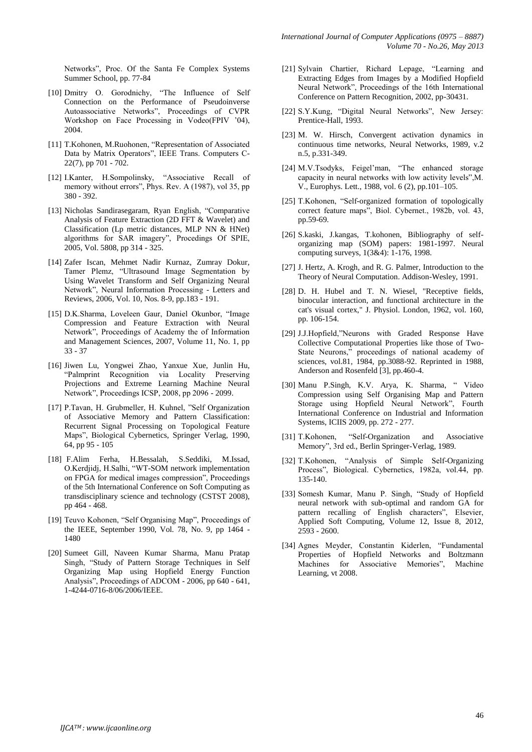Networks", Proc. Of the Santa Fe Complex Systems Summer School, pp. 77-84

[10] Dmitry O. Gorodnichy, "The Influence of Self Connection on the Performance of Pseudoinverse Autoassociative Networks", Proceedings of CVPR Workshop on Face Processing in Vodeo(FPIV '04), 2004.

[11] T.Kohonen, M.Ruohonen, "Representation of Associated Data by Matrix Operators", IEEE Trans. Computers C-22(7), pp 701 - 702.

[12] I.Kanter, H.Sompolinsky, "Associative Recall of memory without errors", Phys. Rev. A (1987), vol 35, pp 380 - 392.

[13] Nicholas Sandirasegaram, Ryan English, "Comparative Analysis of Feature Extraction (2D FFT & Wavelet) and Classification (Lp metric distances, MLP NN & HNet) algorithms for SAR imagery", Procedings Of SPIE, 2005, Vol. 5808, pp 314 - 325.

[14] Zafer Iscan, Mehmet Nadir Kurnaz, Zumray Dokur, Tamer Plemz, "Ultrasound Image Segmentation by Using Wavelet Transform and Self Organizing Neural Network", Neural Information Processing - Letters and Reviews, 2006, Vol. 10, Nos. 8-9, pp.183 - 191.

[15] D.K.Sharma, Loveleen Gaur, Daniel Okunbor, "Image Compression and Feature Extraction with Neural Network", Proceedings of Academy the of Information and Management Sciences, 2007, Volume 11, No. 1, pp 33 - 37

[16] Jiwen Lu, Yongwei Zhao, Yanxue Xue, Junlin Hu, "Palmprint Recognition via Locality Preserving Projections and Extreme Learning Machine Neural Network", Proceedings ICSP, 2008, pp 2096 - 2099.

[17] P.Tavan, H. Grubmeller, H. Kuhnel, "Self Organization of Associative Memory and Pattern Classification: Recurrent Signal Processing on Topological Feature Maps", Biological Cybernetics, Springer Verlag, 1990, 64, pp 95 - 105

[18] F.Alim Ferha, H.Bessalah, S.Seddiki, M.Issad, O.Kerdjidj, H.Salhi, "WT-SOM network implementation on FPGA for medical images compression", Proceedings of the 5th International Conference on Soft Computing as transdisciplinary science and technology (CSTST 2008), pp 464 - 468.

[19] Teuvo Kohonen, "Self Organising Map", Proceedings of the IEEE, September 1990, Vol. 78, No. 9, pp 1464 - 1480

[20] Sumeet Gill, Naveen Kumar Sharma, Manu Pratap Singh, "Study of Pattern Storage Techniques in Self Organizing Map using Hopfield Energy Function Analysis", Proceedings of ADCOM - 2006, pp 640 - 641, 1-4244-0716-8/06/2006/IEEE.

[21] Sylvain Chartier, Richard Lepage, "Learning and Extracting Edges from Images by a Modified Hopfield Neural Network", Proceedings of the 16th International Conference on Pattern Recognition, 2002, pp-30431.

[22] S.Y.Kung, "Digital Neural Networks", New Jersey: Prentice-Hall, 1993.

[23] M. W. Hirsch, Convergent activation dynamics in continuous time networks, Neural Networks, 1989, v.2 n.5, p.331-349.

[24] M.V.Tsodyks, Feigel'man, "The enhanced storage capacity in neural networks with low activity levels",M. V., Europhys. Lett., 1988, vol. 6 (2), pp.101–105.

[25] T.Kohonen, "Self-organized formation of topologically correct feature maps", Biol. Cybernet., 1982b, vol. 43, pp.59-69.

[26] S.kaski, J.kangas, T.kohonen, Bibliography of self-organizing map (SOM) papers: 1981-1997. Neural computing surveys, 1(3&4): 1-176, 1998.

[27] J. Hertz, A. Krogh, and R. G. Palmer, Introduction to the Theory of Neural Computation. Addison-Wesley, 1991.

[28] D. H. Hubel and T. N. Wiesel, "Receptive fields, binocular interaction, and functional architecture in the cat's visual cortex," J. Physiol. London, 1962, vol. 160, pp. 106-154.

[29] J.J.Hopfield,"Neurons with Graded Response Have Collective Computational Properties like those of Two-State Neurons," proceedings of national academy of sciences, vol.81, 1984, pp.3088-92. Reprinted in 1988, Anderson and Rosenfeld [3], pp.460-4.

[30] Manu P.Singh, K.V. Arya, K. Sharma, " Video Compression using Self Organising Map and Pattern Storage using Hopfield Neural Network", Fourth International Conference on Industrial and Information Systems, ICIIS 2009, pp. 272 - 277.

[31] T.Kohonen, "Self-Organization and Associative Memory", 3rd ed., Berlin Springer-Verlag, 1989.

[32] T.Kohonen, "Analysis of Simple Self-Organizing Process", Biological. Cybernetics, 1982a, vol.44, pp. 135-140.

[33] Somesh Kumar, Manu P. Singh, "Study of Hopfield neural network with sub-optimal and random GA for pattern recalling of English characters", Elsevier, Applied Soft Computing, Volume 12, Issue 8, 2012, 2593 - 2600.

[34] Agnes Meyder, Constantin Kiderlen, "Fundamental Properties of Hopfield Networks and Boltzmann Machines for Associative Memories", Machine Learning, vt 2008.